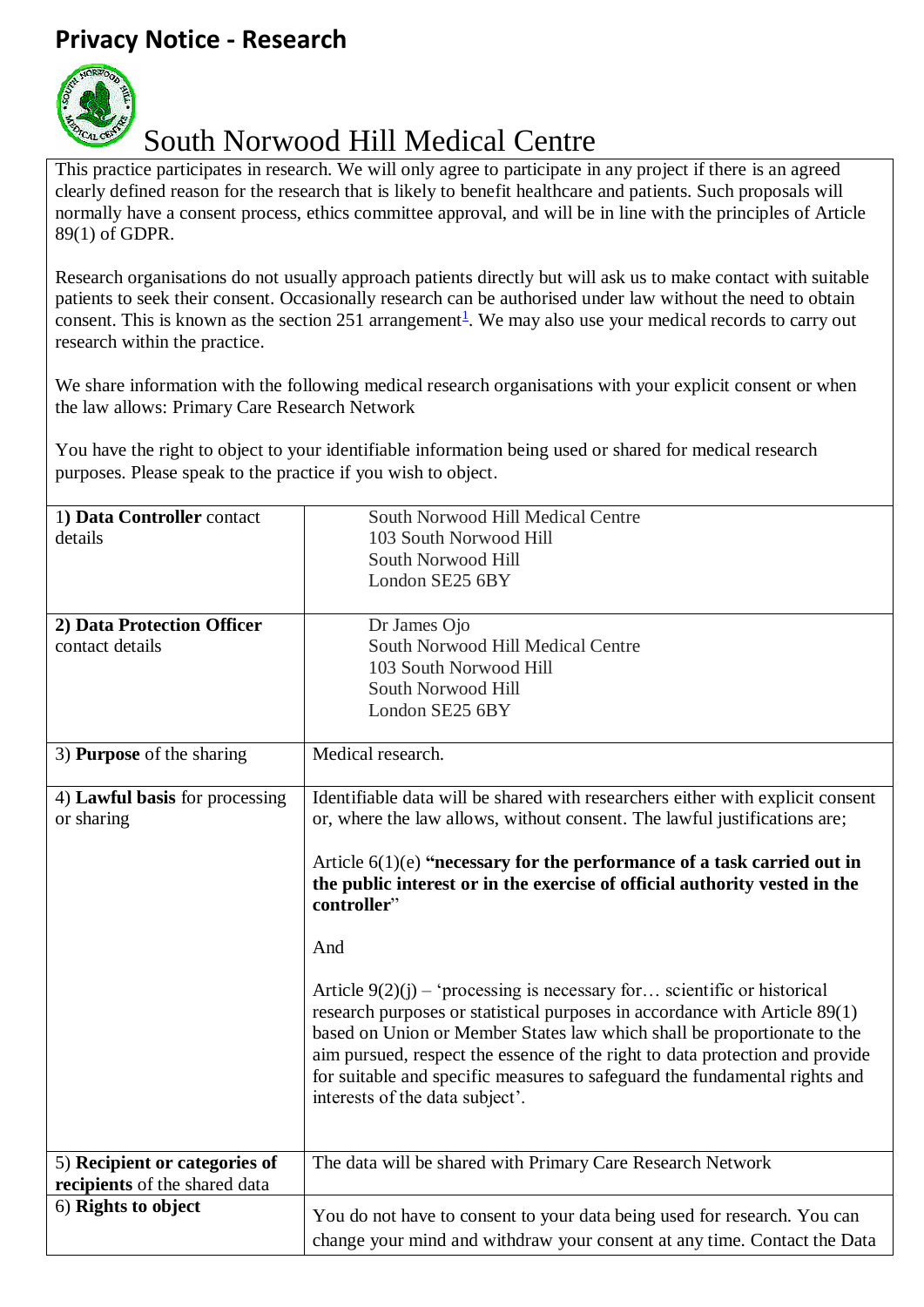# Privacy Notice - Research

## South Norwood Hill Medical Centre

This practice participates in research. We will only agree to participate in any project if there is an agreed clearly defined reason for the research that is likely to benefit healthcare and patients. Such proposals will normally have a consent process, ethics committee approval, and will be in line with the principles of Article 89(1) of GDPR.

Research organisations do not usually approach patients directly but will ask us to make contact with suitable patients to seek their consent. Occasionally research can be authorised under law without the need to obtain consent. This is known as the section 251 arrangement[1]. We may also use your medical records to carry out research within the practice.

We share information with the following medical research organisations with your explicit consent or when the law allows: Primary Care Research Network

You have the right to object to your identifiable information being used or shared for medical research purposes. Please speak to the practice if you wish to object.

| | |
|---|---|
| 1) **Data Controller** contact details | South Norwood Hill Medical Centre<br>103 South Norwood Hill<br>South Norwood Hill<br>London SE25 6BY |
| 2) **Data Protection Officer** contact details | Dr James Ojo<br>South Norwood Hill Medical Centre<br>103 South Norwood Hill<br>South Norwood Hill<br>London SE25 6BY |
| 3) **Purpose** of the sharing | Medical research. |
| 4) **Lawful basis** for processing or sharing | Identifiable data will be shared with researchers either with explicit consent or, where the law allows, without consent. The lawful justifications are;<br><br>Article 6(1)(e) **"necessary for the performance of a task carried out in the public interest or in the exercise of official authority vested in the controller**"<br><br>And<br><br>Article 9(2)(j) – 'processing is necessary for… scientific or historical research purposes or statistical purposes in accordance with Article 89(1) based on Union or Member States law which shall be proportionate to the aim pursued, respect the essence of the right to data protection and provide for suitable and specific measures to safeguard the fundamental rights and interests of the data subject'. |
| 5) **Recipient or categories of recipients** of the shared data | The data will be shared with Primary Care Research Network |
| 6) **Rights to object** | You do not have to consent to your data being used for research. You can change your mind and withdraw your consent at any time. Contact the Data |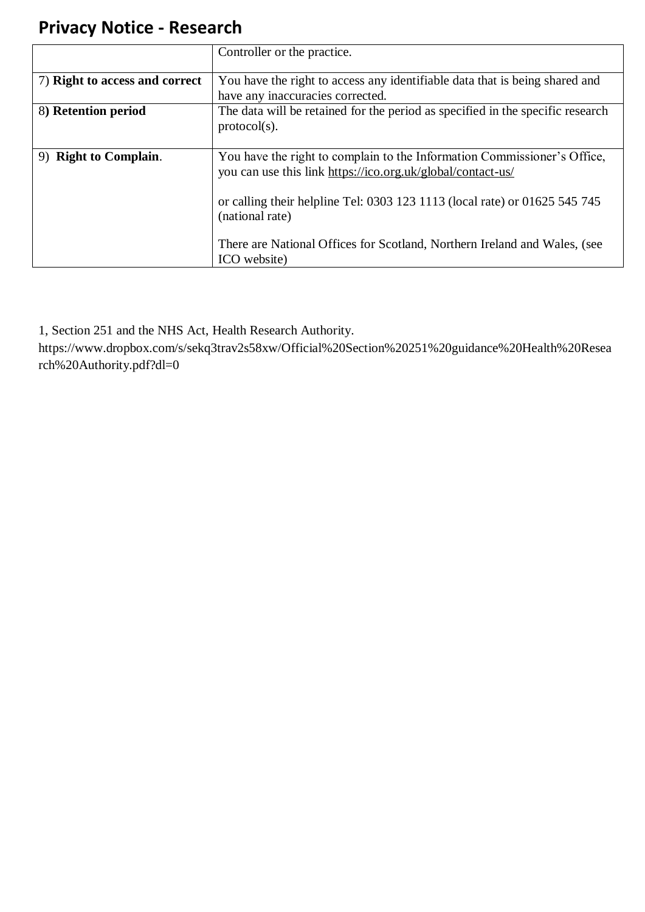# Privacy Notice - Research

| | |
|---|---|
| | Controller or the practice. |
| 7) **Right to access and correct** | You have the right to access any identifiable data that is being shared and have any inaccuracies corrected. |
| 8**) Retention period** | The data will be retained for the period as specified in the specific research protocol(s). |
| 9) **Right to Complain**. | You have the right to complain to the Information Commissioner's Office, you can use this link https://ico.org.uk/global/contact-us/ <br><br> or calling their helpline Tel: 0303 123 1113 (local rate) or 01625 545 745 (national rate) <br><br> There are National Offices for Scotland, Northern Ireland and Wales, (see ICO website) |

1, Section 251 and the NHS Act, Health Research Authority.

https://www.dropbox.com/s/sekq3trav2s58xw/Official%20Section%20251%20guidance%20Health%20Research%20Authority.pdf?dl=0